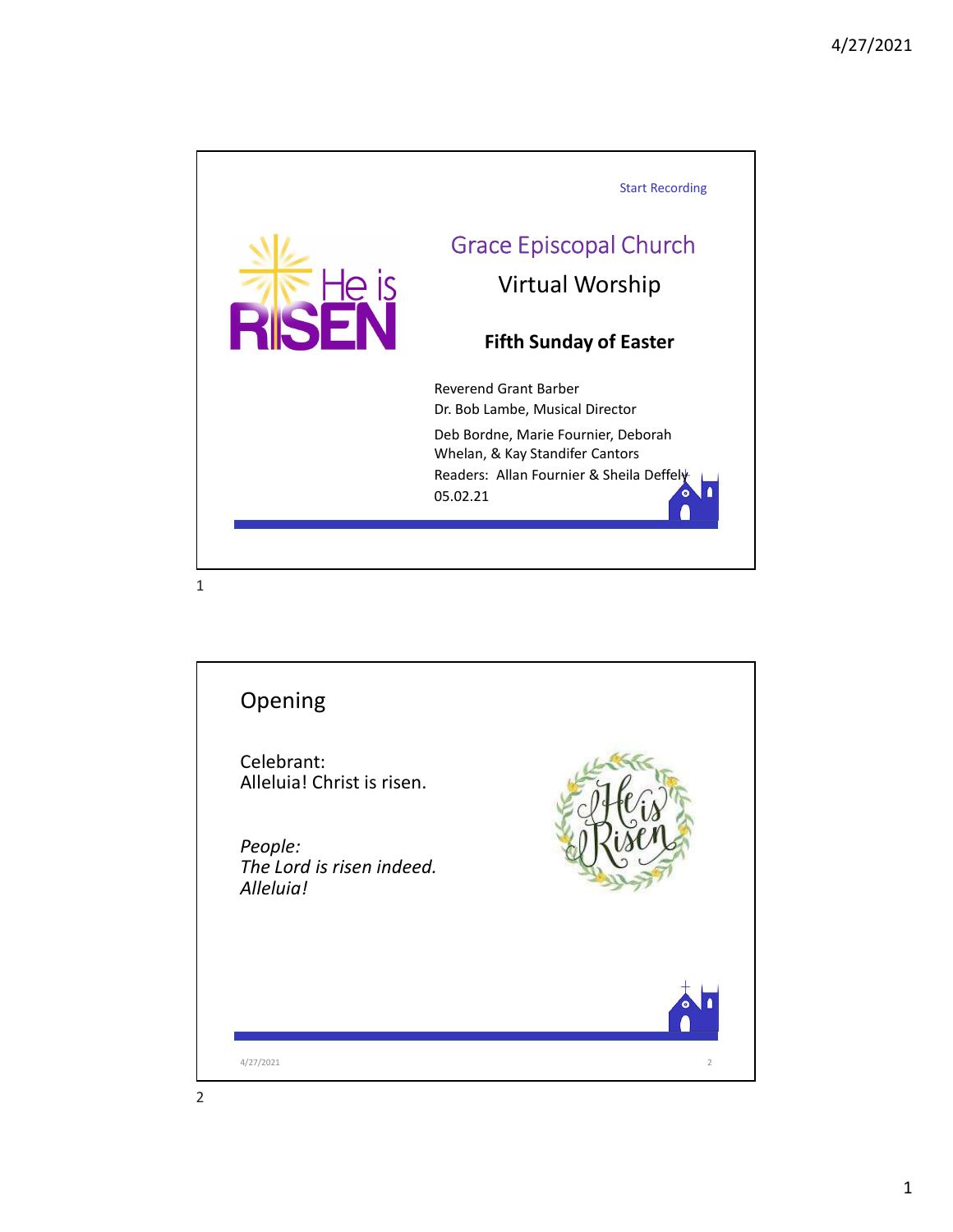Start Recording

# Grace Episcopal Church

## Virtual Worship

**Fifth Sunday of Easter**

Reverend Grant Barber
Dr. Bob Lambe, Musical Director

Deb Bordne, Marie Fournier, Deborah Whelan, & Kay Standifer Cantors

Readers: Allan Fournier & Sheila Deffely

05.02.21

## Opening

Celebrant:
Alleluia! Christ is risen.

*People:*
*The Lord is risen indeed.*
*Alleluia!*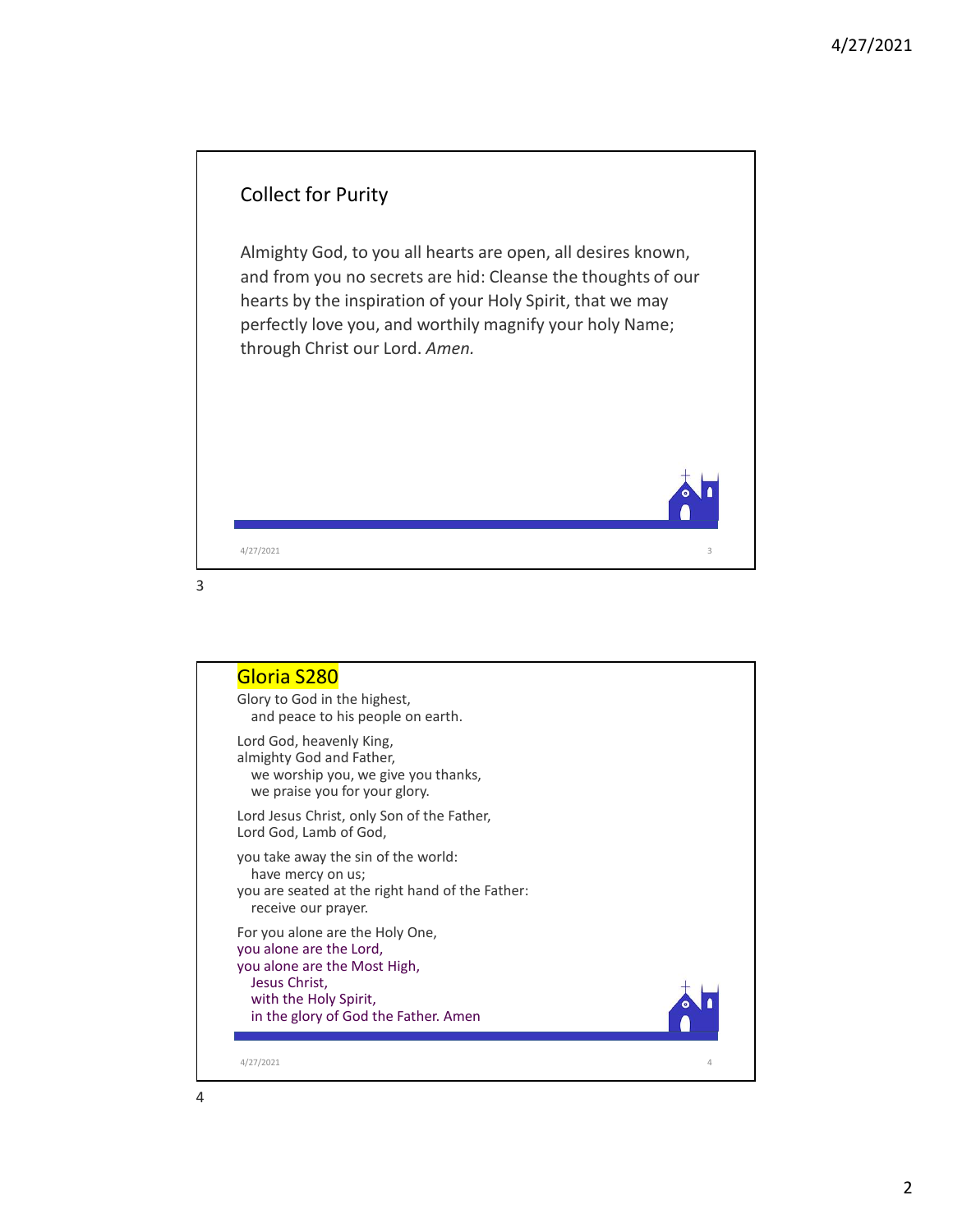## Collect for Purity

Almighty God, to you all hearts are open, all desires known, and from you no secrets are hid: Cleanse the thoughts of our hearts by the inspiration of your Holy Spirit, that we may perfectly love you, and worthily magnify your holy Name; through Christ our Lord. *Amen.*

## Gloria S280

Glory to God in the highest,
  and peace to his people on earth.

Lord God, heavenly King,
almighty God and Father,
  we worship you, we give you thanks,
  we praise you for your glory.

Lord Jesus Christ, only Son of the Father,
Lord God, Lamb of God,

you take away the sin of the world:
  have mercy on us;
you are seated at the right hand of the Father:
  receive our prayer.

For you alone are the Holy One,
you alone are the Lord,
you alone are the Most High,
  Jesus Christ,
  with the Holy Spirit,
  in the glory of God the Father. Amen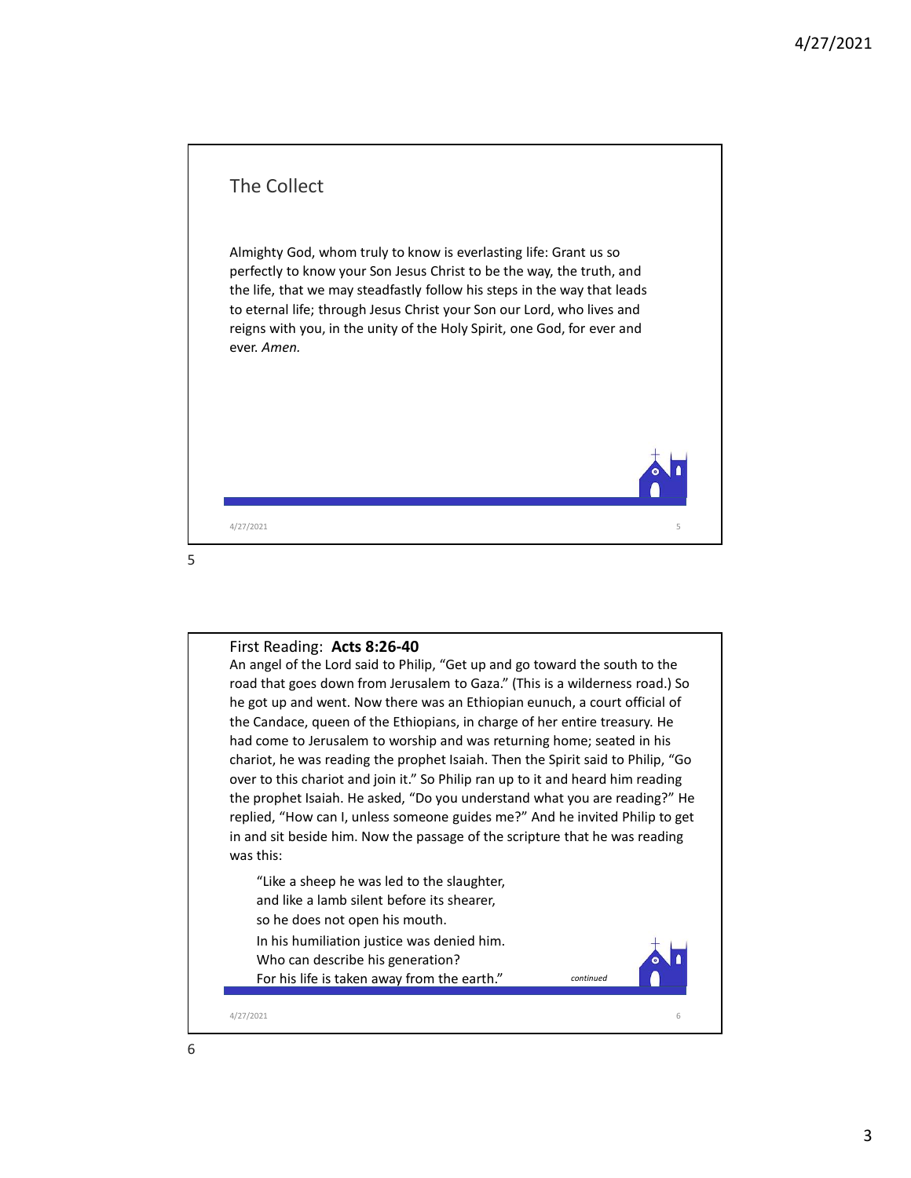## The Collect

Almighty God, whom truly to know is everlasting life: Grant us so perfectly to know your Son Jesus Christ to be the way, the truth, and the life, that we may steadfastly follow his steps in the way that leads to eternal life; through Jesus Christ your Son our Lord, who lives and reigns with you, in the unity of the Holy Spirit, one God, for ever and ever. *Amen.*

## First Reading: **Acts 8:26-40**

An angel of the Lord said to Philip, "Get up and go toward the south to the road that goes down from Jerusalem to Gaza." (This is a wilderness road.) So he got up and went. Now there was an Ethiopian eunuch, a court official of the Candace, queen of the Ethiopians, in charge of her entire treasury. He had come to Jerusalem to worship and was returning home; seated in his chariot, he was reading the prophet Isaiah. Then the Spirit said to Philip, "Go over to this chariot and join it." So Philip ran up to it and heard him reading the prophet Isaiah. He asked, "Do you understand what you are reading?" He replied, "How can I, unless someone guides me?" And he invited Philip to get in and sit beside him. Now the passage of the scripture that he was reading was this:

> "Like a sheep he was led to the slaughter,
> and like a lamb silent before its shearer,
> so he does not open his mouth.
> In his humiliation justice was denied him.
> Who can describe his generation?
> For his life is taken away from the earth."

*continued*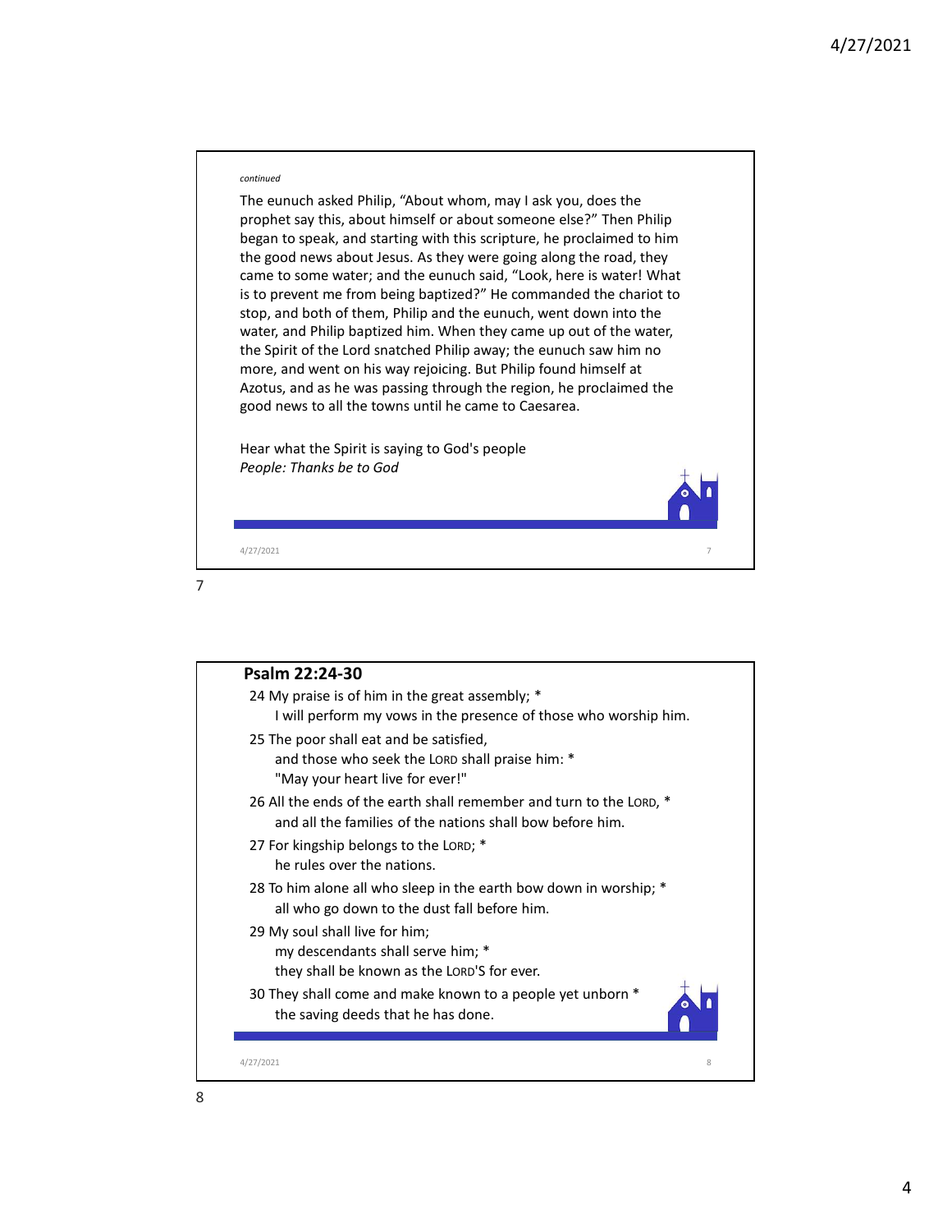*continued*

The eunuch asked Philip, "About whom, may I ask you, does the prophet say this, about himself or about someone else?" Then Philip began to speak, and starting with this scripture, he proclaimed to him the good news about Jesus. As they were going along the road, they came to some water; and the eunuch said, "Look, here is water! What is to prevent me from being baptized?" He commanded the chariot to stop, and both of them, Philip and the eunuch, went down into the water, and Philip baptized him. When they came up out of the water, the Spirit of the Lord snatched Philip away; the eunuch saw him no more, and went on his way rejoicing. But Philip found himself at Azotus, and as he was passing through the region, he proclaimed the good news to all the towns until he came to Caesarea.

Hear what the Spirit is saying to God's people
*People: Thanks be to God*

## Psalm 22:24-30

24 My praise is of him in the great assembly; *
I will perform my vows in the presence of those who worship him.

25 The poor shall eat and be satisfied,
and those who seek the LORD shall praise him: *
"May your heart live for ever!"

26 All the ends of the earth shall remember and turn to the LORD, *
and all the families of the nations shall bow before him.

27 For kingship belongs to the LORD; *
he rules over the nations.

28 To him alone all who sleep in the earth bow down in worship; *
all who go down to the dust fall before him.

29 My soul shall live for him;
my descendants shall serve him; *
they shall be known as the LORD'S for ever.

30 They shall come and make known to a people yet unborn *
the saving deeds that he has done.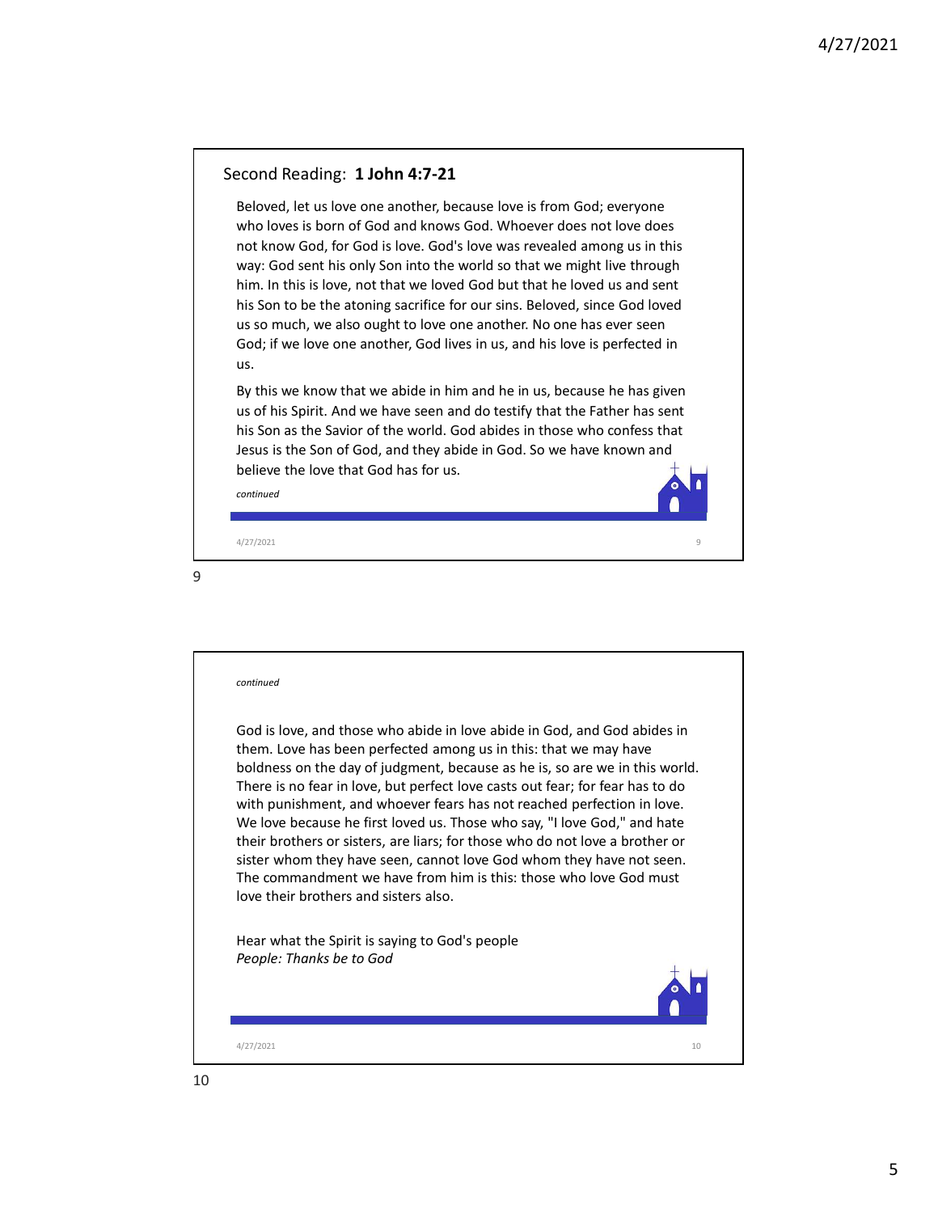## Second Reading: **1 John 4:7-21**

Beloved, let us love one another, because love is from God; everyone who loves is born of God and knows God. Whoever does not love does not know God, for God is love. God's love was revealed among us in this way: God sent his only Son into the world so that we might live through him. In this is love, not that we loved God but that he loved us and sent his Son to be the atoning sacrifice for our sins. Beloved, since God loved us so much, we also ought to love one another. No one has ever seen God; if we love one another, God lives in us, and his love is perfected in us.

By this we know that we abide in him and he in us, because he has given us of his Spirit. And we have seen and do testify that the Father has sent his Son as the Savior of the world. God abides in those who confess that Jesus is the Son of God, and they abide in God. So we have known and believe the love that God has for us.

*continued*

*continued*

God is love, and those who abide in love abide in God, and God abides in them. Love has been perfected among us in this: that we may have boldness on the day of judgment, because as he is, so are we in this world. There is no fear in love, but perfect love casts out fear; for fear has to do with punishment, and whoever fears has not reached perfection in love. We love because he first loved us. Those who say, "I love God," and hate their brothers or sisters, are liars; for those who do not love a brother or sister whom they have seen, cannot love God whom they have not seen. The commandment we have from him is this: those who love God must love their brothers and sisters also.

Hear what the Spirit is saying to God's people
*People: Thanks be to God*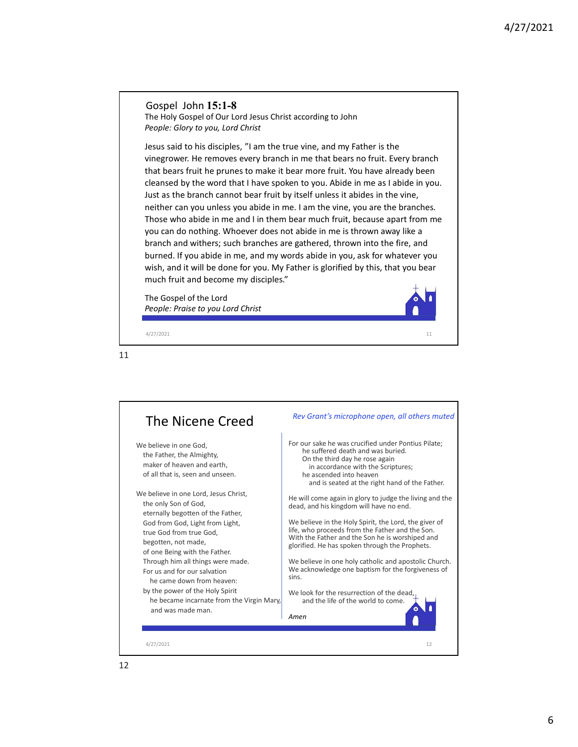## Gospel John 15:1-8

The Holy Gospel of Our Lord Jesus Christ according to John
*People: Glory to you, Lord Christ*

Jesus said to his disciples, "I am the true vine, and my Father is the vinegrower. He removes every branch in me that bears no fruit. Every branch that bears fruit he prunes to make it bear more fruit. You have already been cleansed by the word that I have spoken to you. Abide in me as I abide in you. Just as the branch cannot bear fruit by itself unless it abides in the vine, neither can you unless you abide in me. I am the vine, you are the branches. Those who abide in me and I in them bear much fruit, because apart from me you can do nothing. Whoever does not abide in me is thrown away like a branch and withers; such branches are gathered, thrown into the fire, and burned. If you abide in me, and my words abide in you, ask for whatever you wish, and it will be done for you. My Father is glorified by this, that you bear much fruit and become my disciples."

The Gospel of the Lord
*People: Praise to you Lord Christ*

## The Nicene Creed

*Rev Grant's microphone open, all others muted*

We believe in one God,
the Father, the Almighty,
maker of heaven and earth,
of all that is, seen and unseen.

We believe in one Lord, Jesus Christ,
the only Son of God,
eternally begotten of the Father,
God from God, Light from Light,
true God from true God,
begotten, not made,
of one Being with the Father.
Through him all things were made.
For us and for our salvation
he came down from heaven:
by the power of the Holy Spirit
he became incarnate from the Virgin Mary,
and was made man.

For our sake he was crucified under Pontius Pilate;
he suffered death and was buried.
On the third day he rose again
in accordance with the Scriptures;
he ascended into heaven
and is seated at the right hand of the Father.

He will come again in glory to judge the living and the dead, and his kingdom will have no end.

We believe in the Holy Spirit, the Lord, the giver of life, who proceeds from the Father and the Son.
With the Father and the Son he is worshiped and glorified. He has spoken through the Prophets.

We believe in one holy catholic and apostolic Church.
We acknowledge one baptism for the forgiveness of sins.

We look for the resurrection of the dead,
and the life of the world to come.

*Amen*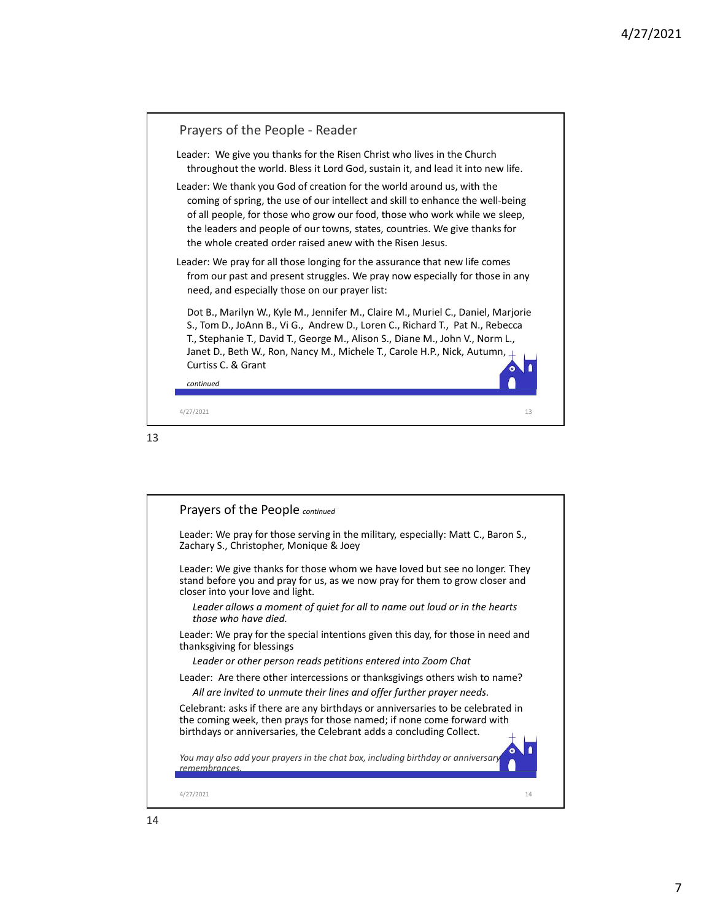## Prayers of the People - Reader

Leader: We give you thanks for the Risen Christ who lives in the Church throughout the world. Bless it Lord God, sustain it, and lead it into new life.

Leader: We thank you God of creation for the world around us, with the coming of spring, the use of our intellect and skill to enhance the well-being of all people, for those who grow our food, those who work while we sleep, the leaders and people of our towns, states, countries. We give thanks for the whole created order raised anew with the Risen Jesus.

Leader: We pray for all those longing for the assurance that new life comes from our past and present struggles. We pray now especially for those in any need, and especially those on our prayer list:

Dot B., Marilyn W., Kyle M., Jennifer M., Claire M., Muriel C., Daniel, Marjorie S., Tom D., JoAnn B., Vi G., Andrew D., Loren C., Richard T., Pat N., Rebecca T., Stephanie T., David T., George M., Alison S., Diane M., John V., Norm L., Janet D., Beth W., Ron, Nancy M., Michele T., Carole H.P., Nick, Autumn, Curtiss C. & Grant

*continued*

## Prayers of the People *continued*

Leader: We pray for those serving in the military, especially: Matt C., Baron S., Zachary S., Christopher, Monique & Joey

Leader: We give thanks for those whom we have loved but see no longer. They stand before you and pray for us, as we now pray for them to grow closer and closer into your love and light.

*Leader allows a moment of quiet for all to name out loud or in the hearts those who have died.*

Leader: We pray for the special intentions given this day, for those in need and thanksgiving for blessings

*Leader or other person reads petitions entered into Zoom Chat*

Leader: Are there other intercessions or thanksgivings others wish to name?

*All are invited to unmute their lines and offer further prayer needs.*

Celebrant: asks if there are any birthdays or anniversaries to be celebrated in the coming week, then prays for those named; if none come forward with birthdays or anniversaries, the Celebrant adds a concluding Collect.

*You may also add your prayers in the chat box, including birthday or anniversary remembrances.*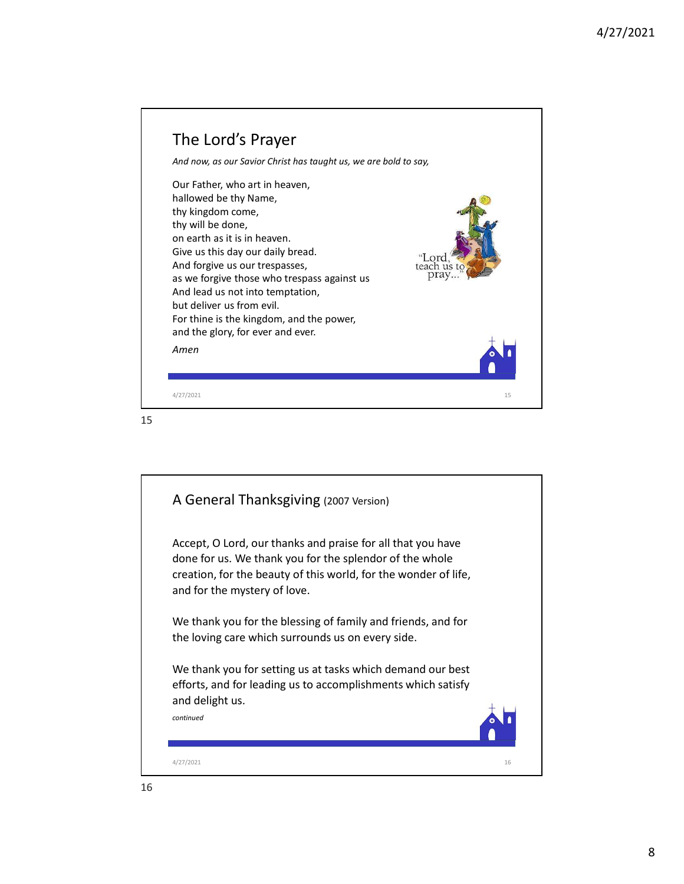## The Lord's Prayer

*And now, as our Savior Christ has taught us, we are bold to say,*

Our Father, who art in heaven,
hallowed be thy Name,
thy kingdom come,
thy will be done,
on earth as it is in heaven.
Give us this day our daily bread.
And forgive us our trespasses,
as we forgive those who trespass against us
And lead us not into temptation,
but deliver us from evil.
For thine is the kingdom, and the power,
and the glory, for ever and ever.

*Amen*

"Lord, teach us to pray..."

## A General Thanksgiving (2007 Version)

Accept, O Lord, our thanks and praise for all that you have done for us. We thank you for the splendor of the whole creation, for the beauty of this world, for the wonder of life, and for the mystery of love.

We thank you for the blessing of family and friends, and for the loving care which surrounds us on every side.

We thank you for setting us at tasks which demand our best efforts, and for leading us to accomplishments which satisfy and delight us.

*continued*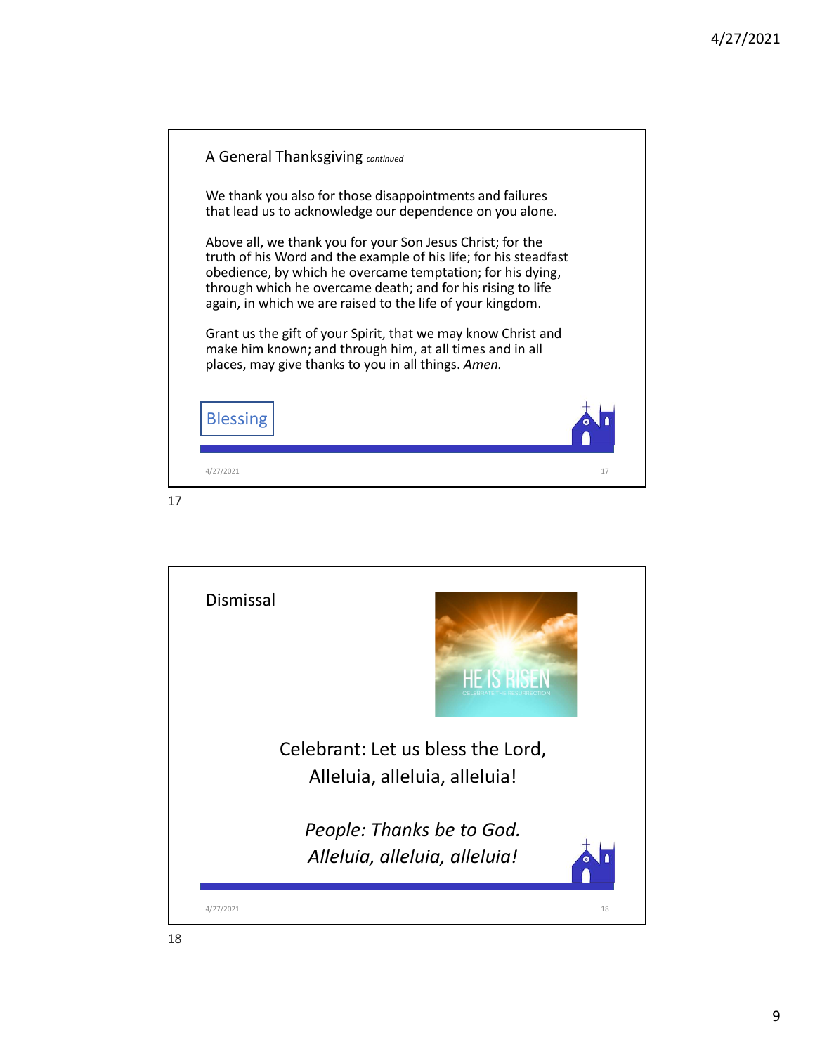## A General Thanksgiving *continued*

We thank you also for those disappointments and failures that lead us to acknowledge our dependence on you alone.

Above all, we thank you for your Son Jesus Christ; for the truth of his Word and the example of his life; for his steadfast obedience, by which he overcame temptation; for his dying, through which he overcame death; and for his rising to life again, in which we are raised to the life of your kingdom.

Grant us the gift of your Spirit, that we may know Christ and make him known; and through him, at all times and in all places, may give thanks to you in all things. *Amen.*

Blessing

## Dismissal

Celebrant: Let us bless the Lord,
Alleluia, alleluia, alleluia!

*People: Thanks be to God.*
*Alleluia, alleluia, alleluia!*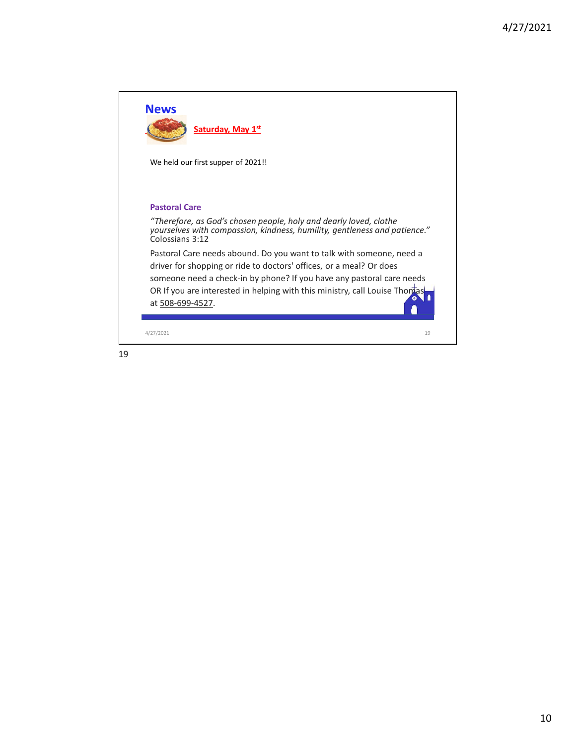## News

**Saturday, May 1st**

We held our first supper of 2021!!

### Pastoral Care

*"Therefore, as God's chosen people, holy and dearly loved, clothe yourselves with compassion, kindness, humility, gentleness and patience."* Colossians 3:12

Pastoral Care needs abound. Do you want to talk with someone, need a driver for shopping or ride to doctors' offices, or a meal? Or does someone need a check-in by phone? If you have any pastoral care needs OR If you are interested in helping with this ministry, call Louise Thomas at 508-699-4527.